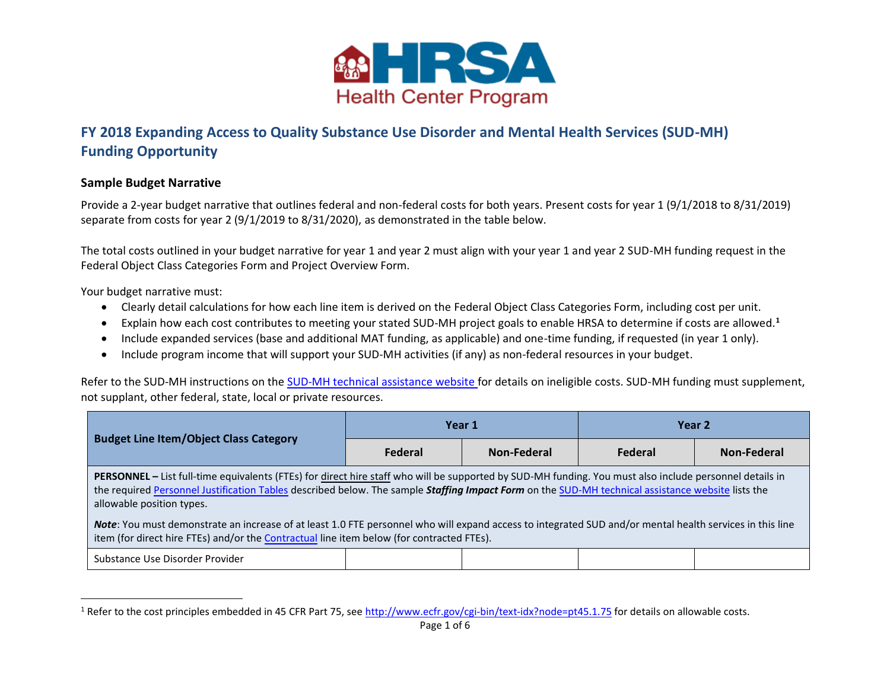# FY 2018 Expanding Access to Quality Substance Use Disorder and Mental Health Services (SUD-MH) Funding Opportunity

## Sample Budget Narrative

Provide a 2-year budget narrative that outlines federal and non-federal costs for both years. Present costs for year 1 (9/1/2018 to 8/31/2019) separate from costs for year 2 (9/1/2019 to 8/31/2020), as demonstrated in the table below.

The total costs outlined in your budget narrative for year 1 and year 2 must align with your year 1 and year 2 SUD-MH funding request in the Federal Object Class Categories Form and Project Overview Form.

Your budget narrative must:

- Clearly detail calculations for how each line item is derived on the Federal Object Class Categories Form, including cost per unit.
- Explain how each cost contributes to meeting your stated SUD-MH project goals to enable HRSA to determine if costs are allowed.[1]
- Include expanded services (base and additional MAT funding, as applicable) and one-time funding, if requested (in year 1 only).
- Include program income that will support your SUD-MH activities (if any) as non-federal resources in your budget.

Refer to the SUD-MH instructions on the SUD-MH technical assistance website for details on ineligible costs. SUD-MH funding must supplement, not supplant, other federal, state, local or private resources.

| Budget Line Item/Object Class Category | Year 1 | | Year 2 | |
|---|---|---|---|---|
| | Federal | Non-Federal | Federal | Non-Federal |
| **PERSONNEL –** List full-time equivalents (FTEs) for direct hire staff who will be supported by SUD-MH funding. You must also include personnel details in the required Personnel Justification Tables described below. The sample ***Staffing Impact Form*** on the SUD-MH technical assistance website lists the allowable position types.<br><br>***Note***: You must demonstrate an increase of at least 1.0 FTE personnel who will expand access to integrated SUD and/or mental health services in this line item (for direct hire FTEs) and/or the Contractual line item below (for contracted FTEs). | | | | |
| Substance Use Disorder Provider | | | | |

[1] Refer to the cost principles embedded in 45 CFR Part 75, see http://www.ecfr.gov/cgi-bin/text-idx?node=pt45.1.75 for details on allowable costs.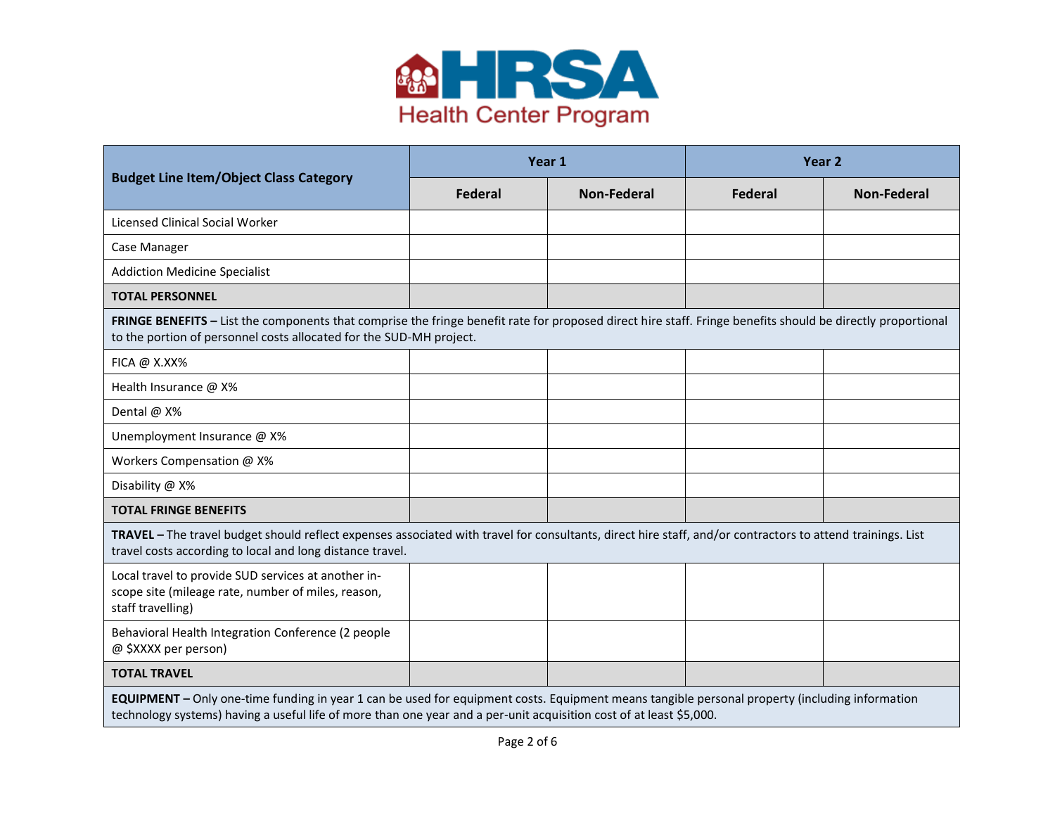**HRSA Health Center Program**

| Budget Line Item/Object Class Category | Year 1 | | Year 2 | |
|---|---|---|---|---|
| | Federal | Non-Federal | Federal | Non-Federal |
| Licensed Clinical Social Worker | | | | |
| Case Manager | | | | |
| Addiction Medicine Specialist | | | | |
| **TOTAL PERSONNEL** | | | | |
| **FRINGE BENEFITS –** List the components that comprise the fringe benefit rate for proposed direct hire staff. Fringe benefits should be directly proportional to the portion of personnel costs allocated for the SUD-MH project. | | | | |
| FICA @ X.XX% | | | | |
| Health Insurance @ X% | | | | |
| Dental @ X% | | | | |
| Unemployment Insurance @ X% | | | | |
| Workers Compensation @ X% | | | | |
| Disability @ X% | | | | |
| **TOTAL FRINGE BENEFITS** | | | | |
| **TRAVEL –** The travel budget should reflect expenses associated with travel for consultants, direct hire staff, and/or contractors to attend trainings. List travel costs according to local and long distance travel. | | | | |
| Local travel to provide SUD services at another in-scope site (mileage rate, number of miles, reason, staff travelling) | | | | |
| Behavioral Health Integration Conference (2 people @ $XXXX per person) | | | | |
| **TOTAL TRAVEL** | | | | |
| **EQUIPMENT –** Only one-time funding in year 1 can be used for equipment costs. Equipment means tangible personal property (including information technology systems) having a useful life of more than one year and a per-unit acquisition cost of at least $5,000. | | | | |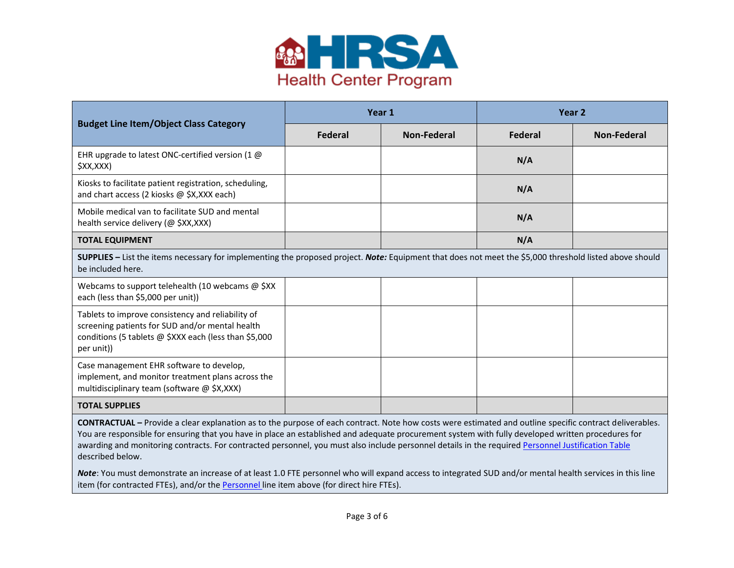| Budget Line Item/Object Class Category | Year 1 | | Year 2 | |
|---|---|---|---|---|
| | Federal | Non-Federal | Federal | Non-Federal |
| EHR upgrade to latest ONC-certified version (1 @ $XX,XXX) | | | **N/A** | |
| Kiosks to facilitate patient registration, scheduling, and chart access (2 kiosks @ $X,XXX each) | | | **N/A** | |
| Mobile medical van to facilitate SUD and mental health service delivery (@ $XX,XXX) | | | **N/A** | |
| **TOTAL EQUIPMENT** | | | **N/A** | |
| **SUPPLIES –** List the items necessary for implementing the proposed project. ***Note:*** Equipment that does not meet the $5,000 threshold listed above should be included here. | | | | |
| Webcams to support telehealth (10 webcams @ $XX each (less than $5,000 per unit)) | | | | |
| Tablets to improve consistency and reliability of screening patients for SUD and/or mental health conditions (5 tablets @ $XXX each (less than $5,000 per unit)) | | | | |
| Case management EHR software to develop, implement, and monitor treatment plans across the multidisciplinary team (software @ $X,XXX) | | | | |
| **TOTAL SUPPLIES** | | | | |
| **CONTRACTUAL –** Provide a clear explanation as to the purpose of each contract. Note how costs were estimated and outline specific contract deliverables. You are responsible for ensuring that you have in place an established and adequate procurement system with fully developed written procedures for awarding and monitoring contracts. For contracted personnel, you must also include personnel details in the required Personnel Justification Table described below. ***Note***: You must demonstrate an increase of at least 1.0 FTE personnel who will expand access to integrated SUD and/or mental health services in this line item (for contracted FTEs), and/or the Personnel line item above (for direct hire FTEs). | | | | |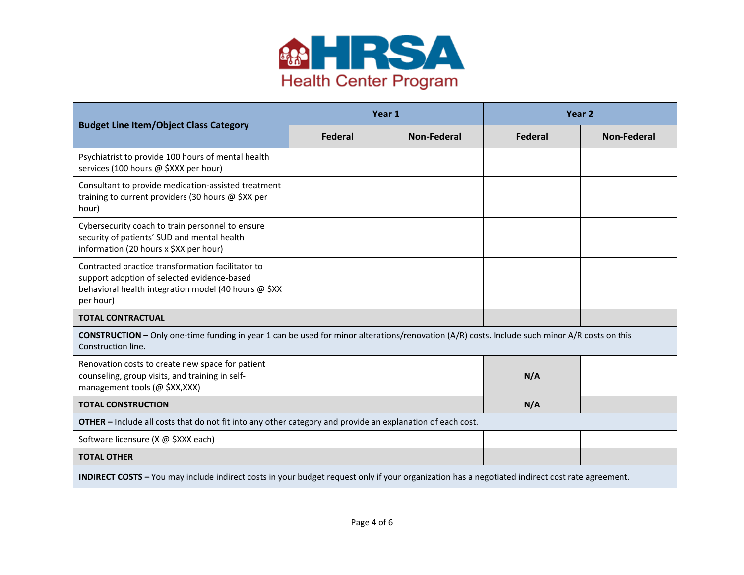| Budget Line Item/Object Class Category | Year 1 | | Year 2 | |
|---|---|---|---|---|
| | Federal | Non-Federal | Federal | Non-Federal |
| Psychiatrist to provide 100 hours of mental health services (100 hours @ $XXX per hour) | | | | |
| Consultant to provide medication-assisted treatment training to current providers (30 hours @ $XX per hour) | | | | |
| Cybersecurity coach to train personnel to ensure security of patients' SUD and mental health information (20 hours x $XX per hour) | | | | |
| Contracted practice transformation facilitator to support adoption of selected evidence-based behavioral health integration model (40 hours @ $XX per hour) | | | | |
| **TOTAL CONTRACTUAL** | | | | |
| **CONSTRUCTION –** Only one-time funding in year 1 can be used for minor alterations/renovation (A/R) costs. Include such minor A/R costs on this Construction line. | | | | |
| Renovation costs to create new space for patient counseling, group visits, and training in self-management tools (@ $XX,XXX) | | | **N/A** | |
| **TOTAL CONSTRUCTION** | | | **N/A** | |
| **OTHER –** Include all costs that do not fit into any other category and provide an explanation of each cost. | | | | |
| Software licensure (X @ $XXX each) | | | | |
| **TOTAL OTHER** | | | | |
| **INDIRECT COSTS –** You may include indirect costs in your budget request only if your organization has a negotiated indirect cost rate agreement. | | | | |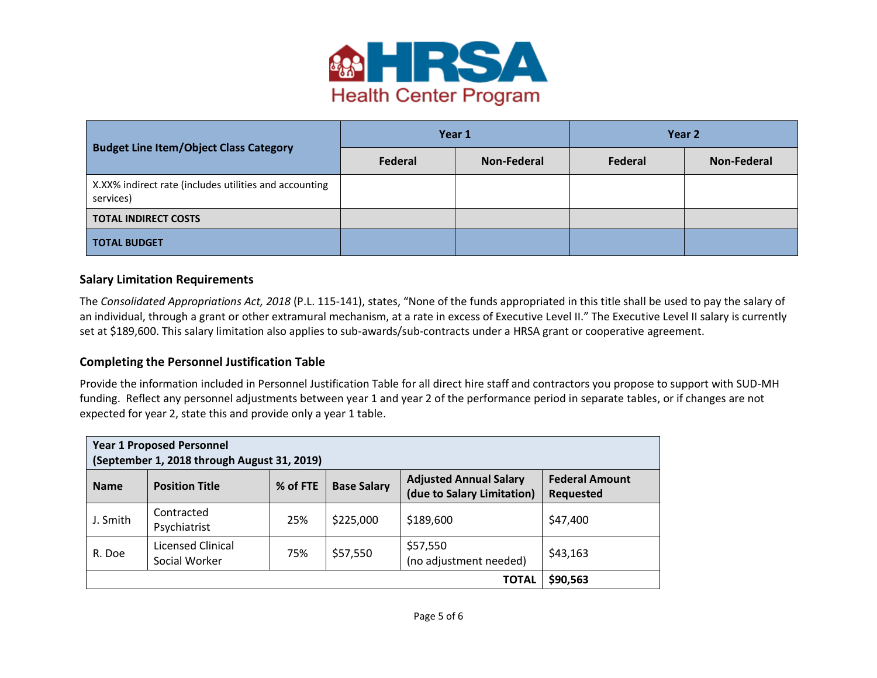| Budget Line Item/Object Class Category | Year 1 | | Year 2 | |
|---|---|---|---|---|
| | Federal | Non-Federal | Federal | Non-Federal |
| X.XX% indirect rate (includes utilities and accounting services) | | | | |
| **TOTAL INDIRECT COSTS** | | | | |
| **TOTAL BUDGET** | | | | |

### Salary Limitation Requirements

The *Consolidated Appropriations Act, 2018* (P.L. 115-141), states, "None of the funds appropriated in this title shall be used to pay the salary of an individual, through a grant or other extramural mechanism, at a rate in excess of Executive Level II." The Executive Level II salary is currently set at $189,600. This salary limitation also applies to sub-awards/sub-contracts under a HRSA grant or cooperative agreement.

### Completing the Personnel Justification Table

Provide the information included in Personnel Justification Table for all direct hire staff and contractors you propose to support with SUD-MH funding. Reflect any personnel adjustments between year 1 and year 2 of the performance period in separate tables, or if changes are not expected for year 2, state this and provide only a year 1 table.

| **Year 1 Proposed Personnel (September 1, 2018 through August 31, 2019)** | | | | | |
|---|---|---|---|---|---|
| **Name** | **Position Title** | **% of FTE** | **Base Salary** | **Adjusted Annual Salary (due to Salary Limitation)** | **Federal Amount Requested** |
| J. Smith | Contracted Psychiatrist | 25% | $225,000 | $189,600 | $47,400 |
| R. Doe | Licensed Clinical Social Worker | 75% | $57,550 | $57,550 (no adjustment needed) | $43,163 |
| | | | | **TOTAL** | **$90,563** |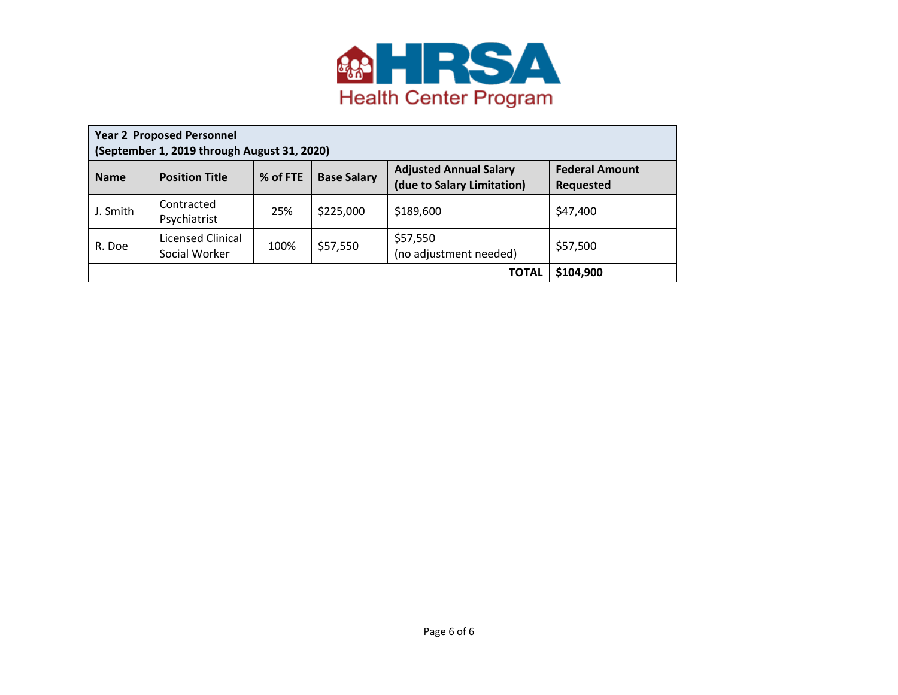HRSA Health Center Program

| Year 2 Proposed Personnel (September 1, 2019 through August 31, 2020) | | | | | |
|---|---|---|---|---|---|
| **Name** | **Position Title** | **% of FTE** | **Base Salary** | **Adjusted Annual Salary (due to Salary Limitation)** | **Federal Amount Requested** |
| J. Smith | Contracted Psychiatrist | 25% | $225,000 | $189,600 | $47,400 |
| R. Doe | Licensed Clinical Social Worker | 100% | $57,550 | $57,550 (no adjustment needed) | $57,500 |
| | | | | **TOTAL** | **$104,900** |